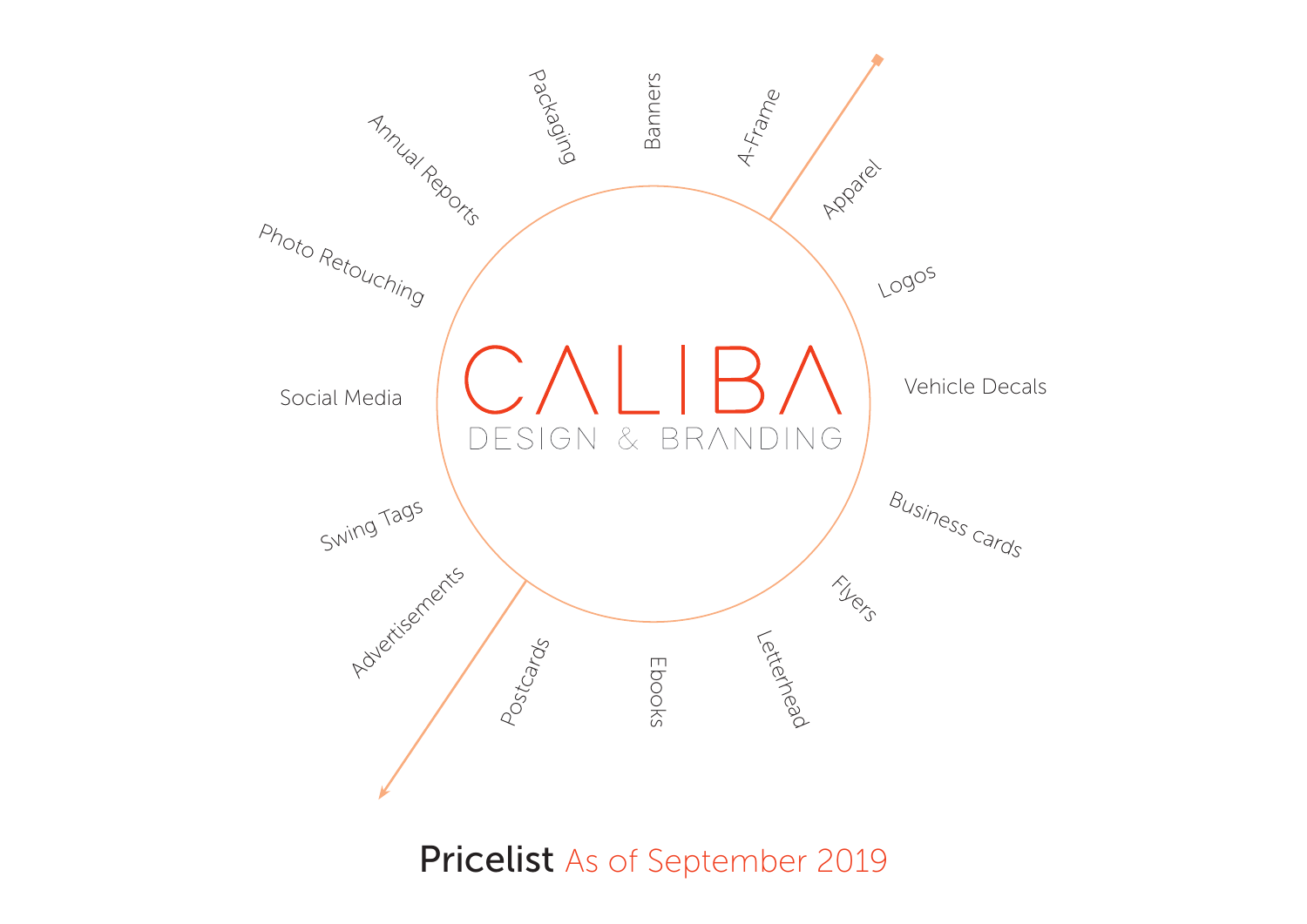# CALIBA

DESIGN & BRANDING

- Packaging
- Banners
- A-Frame
- Apparel
- Logos
- Vehicle Decals
- Business cards
- Flyers
- Letterhead
- Ebooks
- Postcards
- Advertisements
- Swing Tags
- Social Media
- Photo Retouching
- Annual Reports

## Pricelist As of September 2019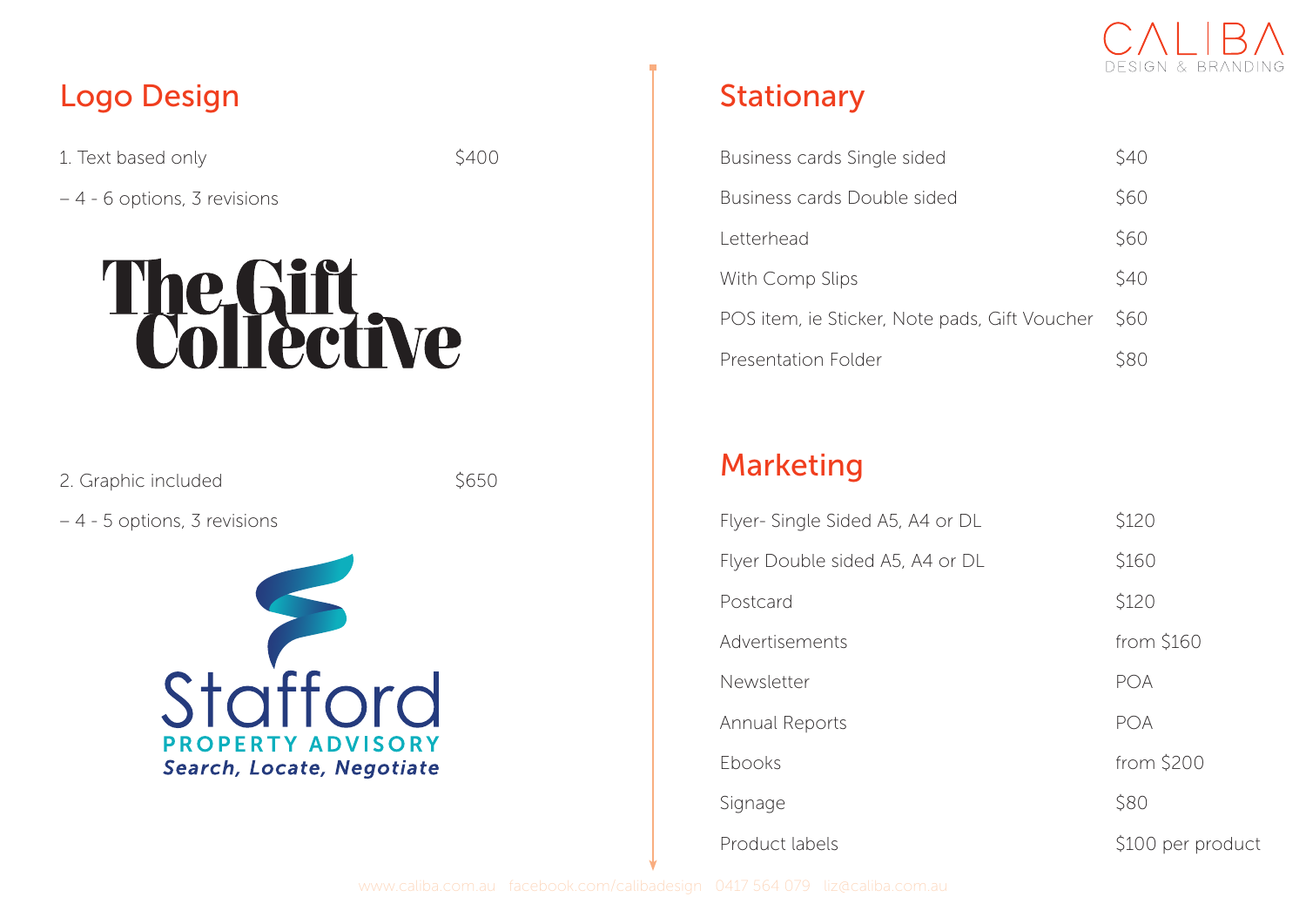## Logo Design

1. Text based only $400

– 4 - 6 options, 3 revisions

The Gift Collective

2. Graphic included $650

– 4 - 5 options, 3 revisions

Stafford
PROPERTY ADVISORY
*Search, Locate, Negotiate*

## Stationary

| Item | Price |
| --- | --- |
| Business cards Single sided | $40 |
| Business cards Double sided | $60 |
| Letterhead | $60 |
| With Comp Slips | $40 |
| POS item, ie Sticker, Note pads, Gift Voucher | $60 |
| Presentation Folder | $80 |

## Marketing

| Item | Price |
| --- | --- |
| Flyer- Single Sided A5, A4 or DL | $120 |
| Flyer Double sided A5, A4 or DL | $160 |
| Postcard | $120 |
| Advertisements | from $160 |
| Newsletter | POA |
| Annual Reports | POA |
| Ebooks | from $200 |
| Signage | $80 |
| Product labels | $100 per product |

www.caliba.com.au facebook.com/calibadesign 0417 564 079 liz@caliba.com.au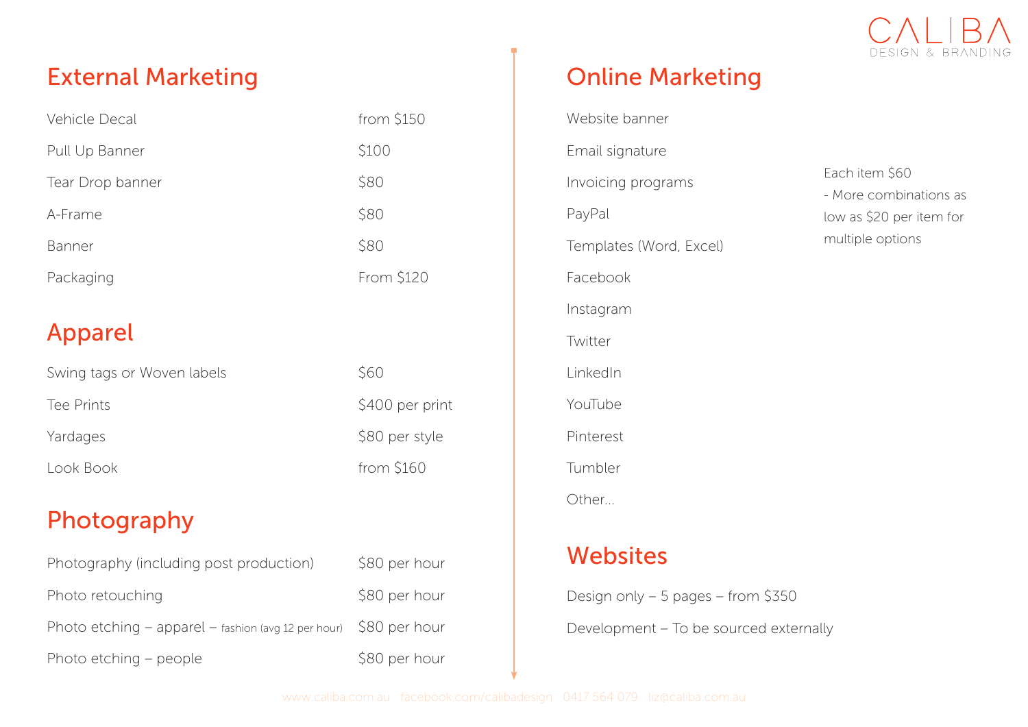# External Marketing

| Item | Price |
| --- | --- |
| Vehicle Decal | from $150 |
| Pull Up Banner | $100 |
| Tear Drop banner | $80 |
| A-Frame | $80 |
| Banner | $80 |
| Packaging | From $120 |

# Apparel

| Item | Price |
| --- | --- |
| Swing tags or Woven labels | $60 |
| Tee Prints | $400 per print |
| Yardages | $80 per style |
| Look Book | from $160 |

# Photography

| Item | Price |
| --- | --- |
| Photography (including post production) | $80 per hour |
| Photo retouching | $80 per hour |
| Photo etching – apparel – fashion (avg 12 per hour) | $80 per hour |
| Photo etching – people | $80 per hour |

# Online Marketing

- Website banner
- Email signature
- Invoicing programs
- PayPal
- Templates (Word, Excel)
- Facebook
- Instagram
- Twitter
- LinkedIn
- YouTube
- Pinterest
- Tumbler
- Other...

Each item $60
- More combinations as low as $20 per item for multiple options

# Websites

Design only – 5 pages – from $350

Development – To be sourced externally

www.caliba.com.au facebook.com/calibadesign 0417 564 079 liz@caliba.com.au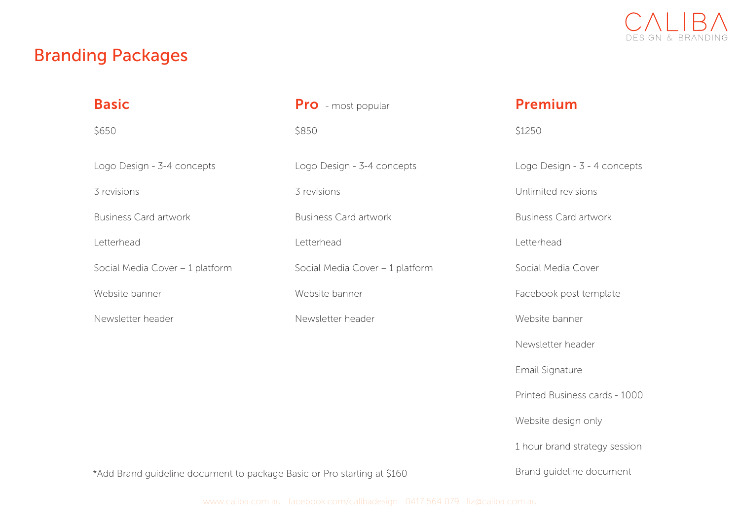## Branding Packages

### Basic

$650

- Logo Design - 3-4 concepts
- 3 revisions
- Business Card artwork
- Letterhead
- Social Media Cover – 1 platform
- Website banner
- Newsletter header

### Pro - most popular

$850

- Logo Design - 3-4 concepts
- 3 revisions
- Business Card artwork
- Letterhead
- Social Media Cover – 1 platform
- Website banner
- Newsletter header

### Premium

$1250

- Logo Design - 3 - 4 concepts
- Unlimited revisions
- Business Card artwork
- Letterhead
- Social Media Cover
- Facebook post template
- Website banner
- Newsletter header
- Email Signature
- Printed Business cards - 1000
- Website design only
- 1 hour brand strategy session
- Brand guideline document

*Add Brand guideline document to package Basic or Pro starting at $160

www.caliba.com.au facebook.com/calibadesign 0417 564 079 liz@caliba.com.au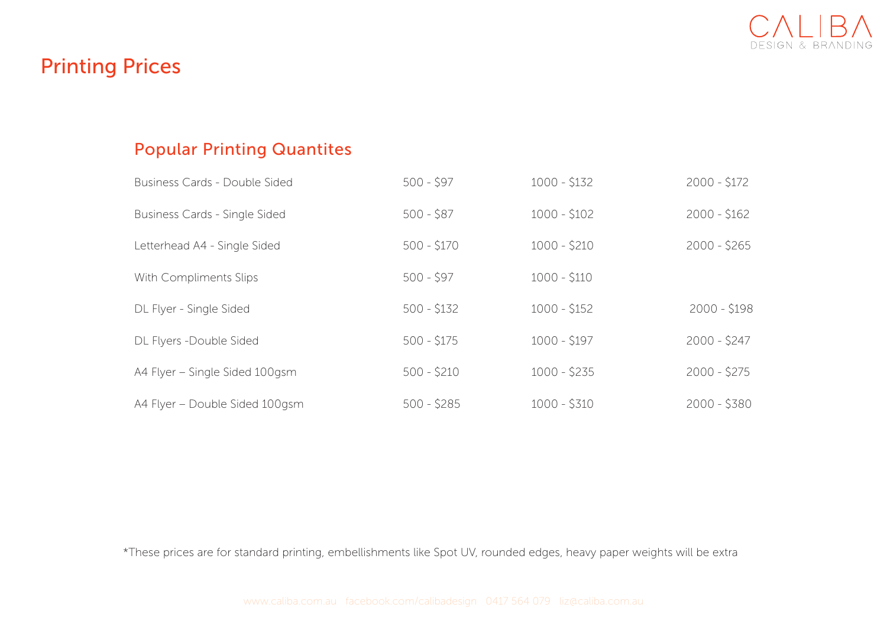# Printing Prices

## Popular Printing Quantites

| | | | |
|---|---|---|---|
| Business Cards - Double Sided | 500 - $97 | 1000 - $132 | 2000 - $172 |
| Business Cards - Single Sided | 500 - $87 | 1000 - $102 | 2000 - $162 |
| Letterhead A4 - Single Sided | 500 - $170 | 1000 - $210 | 2000 - $265 |
| With Compliments Slips | 500 - $97 | 1000 - $110 | |
| DL Flyer - Single Sided | 500 - $132 | 1000 - $152 | 2000 - $198 |
| DL Flyers -Double Sided | 500 - $175 | 1000 - $197 | 2000 - $247 |
| A4 Flyer – Single Sided 100gsm | 500 - $210 | 1000 - $235 | 2000 - $275 |
| A4 Flyer – Double Sided 100gsm | 500 - $285 | 1000 - $310 | 2000 - $380 |

*These prices are for standard printing, embellishments like Spot UV, rounded edges, heavy paper weights will be extra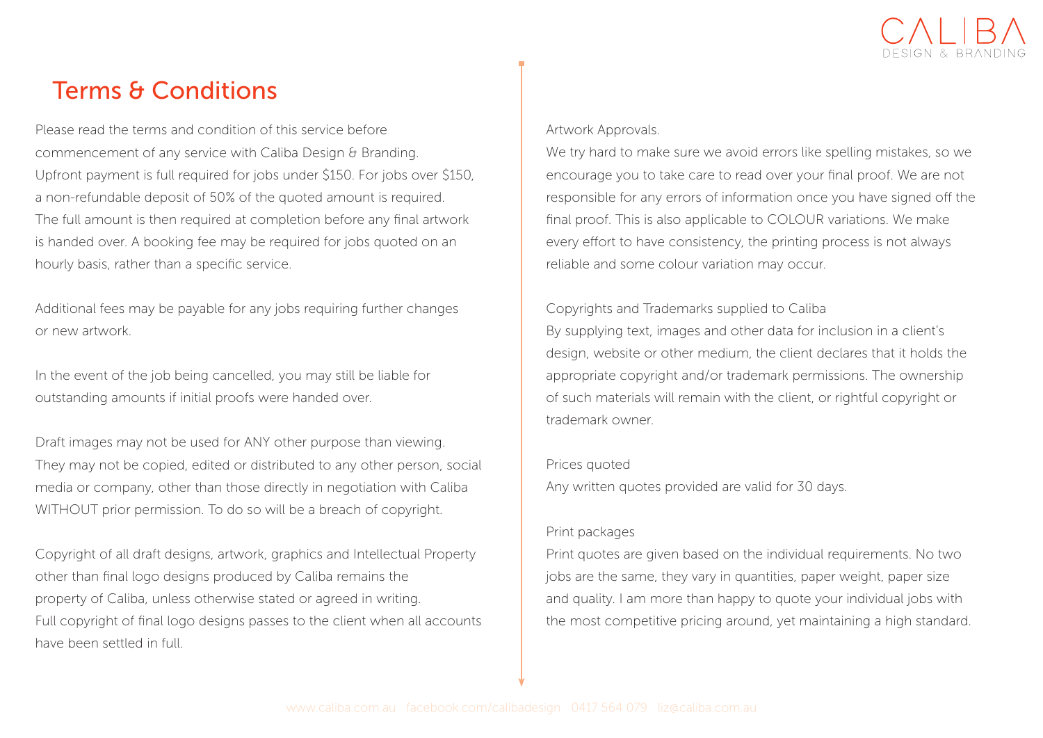# Terms & Conditions

Please read the terms and condition of this service before commencement of any service with Caliba Design & Branding. Upfront payment is full required for jobs under $150. For jobs over $150, a non-refundable deposit of 50% of the quoted amount is required. The full amount is then required at completion before any final artwork is handed over. A booking fee may be required for jobs quoted on an hourly basis, rather than a specific service.

Additional fees may be payable for any jobs requiring further changes or new artwork.

In the event of the job being cancelled, you may still be liable for outstanding amounts if initial proofs were handed over.

Draft images may not be used for ANY other purpose than viewing. They may not be copied, edited or distributed to any other person, social media or company, other than those directly in negotiation with Caliba WITHOUT prior permission. To do so will be a breach of copyright.

Copyright of all draft designs, artwork, graphics and Intellectual Property other than final logo designs produced by Caliba remains the property of Caliba, unless otherwise stated or agreed in writing. Full copyright of final logo designs passes to the client when all accounts have been settled in full.

Artwork Approvals.

We try hard to make sure we avoid errors like spelling mistakes, so we encourage you to take care to read over your final proof. We are not responsible for any errors of information once you have signed off the final proof. This is also applicable to COLOUR variations. We make every effort to have consistency, the printing process is not always reliable and some colour variation may occur.

Copyrights and Trademarks supplied to Caliba

By supplying text, images and other data for inclusion in a client's design, website or other medium, the client declares that it holds the appropriate copyright and/or trademark permissions. The ownership of such materials will remain with the client, or rightful copyright or trademark owner.

Prices quoted

Any written quotes provided are valid for 30 days.

Print packages

Print quotes are given based on the individual requirements. No two jobs are the same, they vary in quantities, paper weight, paper size and quality. I am more than happy to quote your individual jobs with the most competitive pricing around, yet maintaining a high standard.